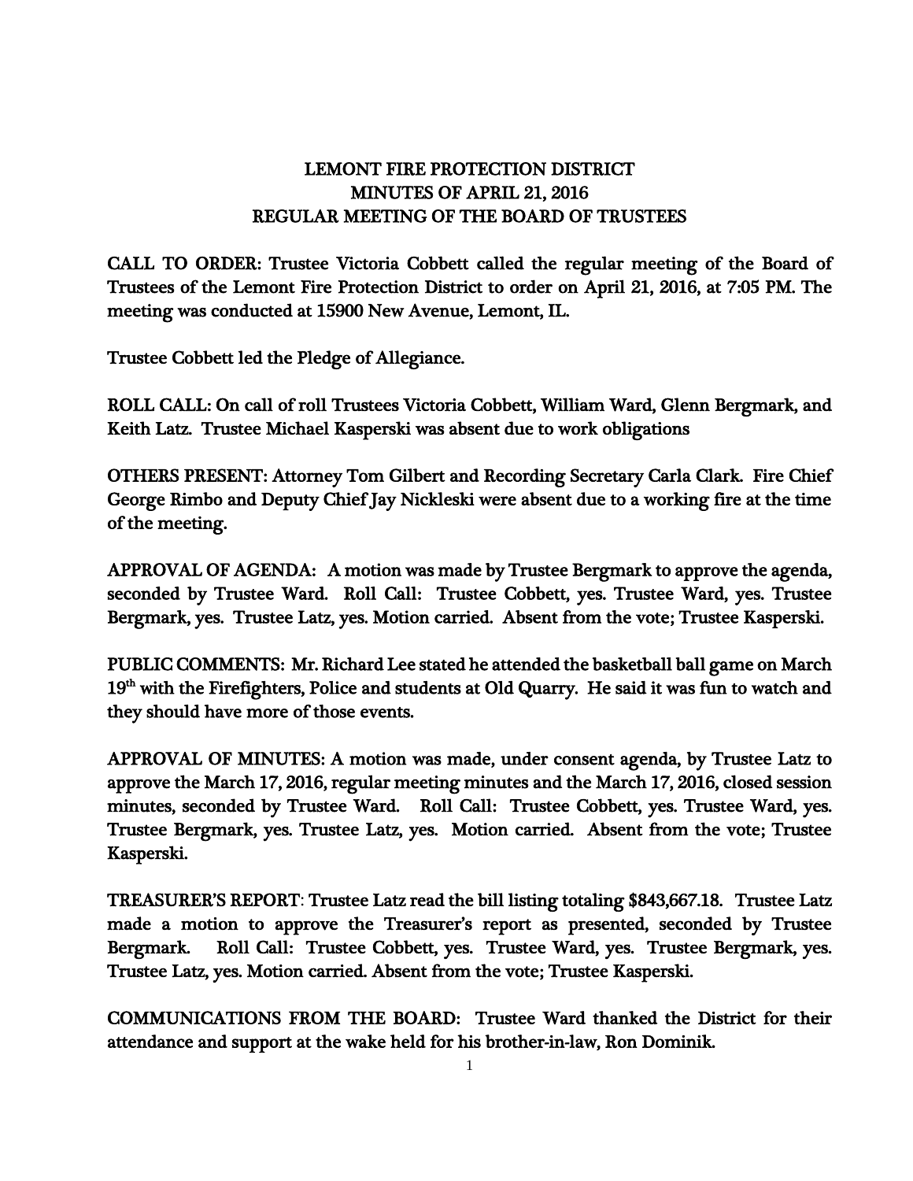# LEMONT FIRE PROTECTION DISTRICT
## MINUTES OF APRIL 21, 2016
## REGULAR MEETING OF THE BOARD OF TRUSTEES

CALL TO ORDER: Trustee Victoria Cobbett called the regular meeting of the Board of Trustees of the Lemont Fire Protection District to order on April 21, 2016, at 7:05 PM. The meeting was conducted at 15900 New Avenue, Lemont, IL.

Trustee Cobbett led the Pledge of Allegiance.

ROLL CALL: On call of roll Trustees Victoria Cobbett, William Ward, Glenn Bergmark, and Keith Latz. Trustee Michael Kasperski was absent due to work obligations

OTHERS PRESENT: Attorney Tom Gilbert and Recording Secretary Carla Clark. Fire Chief George Rimbo and Deputy Chief Jay Nickleski were absent due to a working fire at the time of the meeting.

APPROVAL OF AGENDA: A motion was made by Trustee Bergmark to approve the agenda, seconded by Trustee Ward. Roll Call: Trustee Cobbett, yes. Trustee Ward, yes. Trustee Bergmark, yes. Trustee Latz, yes. Motion carried. Absent from the vote; Trustee Kasperski.

PUBLIC COMMENTS: Mr. Richard Lee stated he attended the basketball ball game on March 19th with the Firefighters, Police and students at Old Quarry. He said it was fun to watch and they should have more of those events.

APPROVAL OF MINUTES: A motion was made, under consent agenda, by Trustee Latz to approve the March 17, 2016, regular meeting minutes and the March 17, 2016, closed session minutes, seconded by Trustee Ward. Roll Call: Trustee Cobbett, yes. Trustee Ward, yes. Trustee Bergmark, yes. Trustee Latz, yes. Motion carried. Absent from the vote; Trustee Kasperski.

TREASURER'S REPORT: Trustee Latz read the bill listing totaling $843,667.18. Trustee Latz made a motion to approve the Treasurer's report as presented, seconded by Trustee Bergmark. Roll Call: Trustee Cobbett, yes. Trustee Ward, yes. Trustee Bergmark, yes. Trustee Latz, yes. Motion carried. Absent from the vote; Trustee Kasperski.

COMMUNICATIONS FROM THE BOARD: Trustee Ward thanked the District for their attendance and support at the wake held for his brother-in-law, Ron Dominik.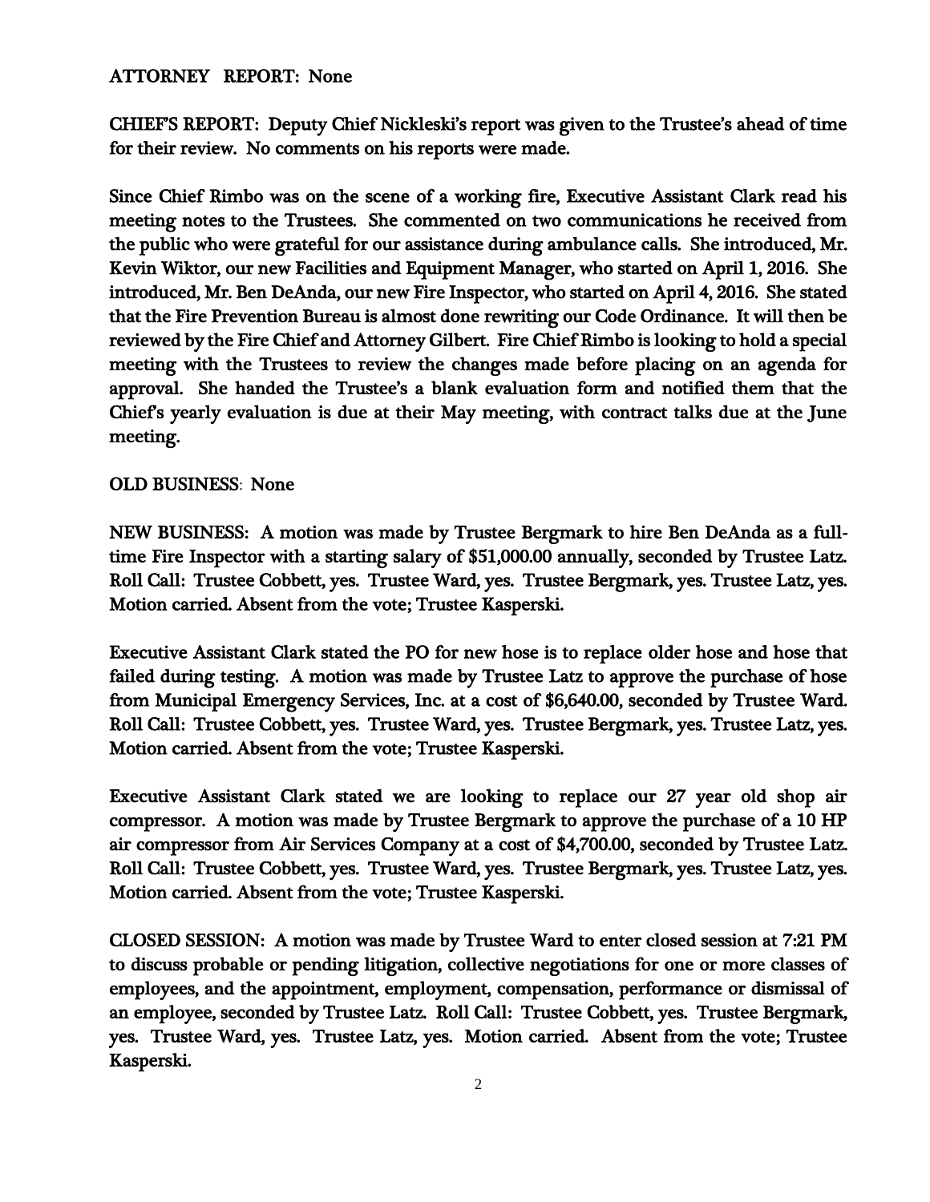**ATTORNEY REPORT: None**

**CHIEF'S REPORT: Deputy Chief Nickleski's report was given to the Trustee's ahead of time for their review. No comments on his reports were made.**

**Since Chief Rimbo was on the scene of a working fire, Executive Assistant Clark read his meeting notes to the Trustees. She commented on two communications he received from the public who were grateful for our assistance during ambulance calls. She introduced, Mr. Kevin Wiktor, our new Facilities and Equipment Manager, who started on April 1, 2016. She introduced, Mr. Ben DeAnda, our new Fire Inspector, who started on April 4, 2016. She stated that the Fire Prevention Bureau is almost done rewriting our Code Ordinance. It will then be reviewed by the Fire Chief and Attorney Gilbert. Fire Chief Rimbo is looking to hold a special meeting with the Trustees to review the changes made before placing on an agenda for approval. She handed the Trustee's a blank evaluation form and notified them that the Chief's yearly evaluation is due at their May meeting, with contract talks due at the June meeting.**

**OLD BUSINESS: None**

**NEW BUSINESS: A motion was made by Trustee Bergmark to hire Ben DeAnda as a full-time Fire Inspector with a starting salary of $51,000.00 annually, seconded by Trustee Latz. Roll Call: Trustee Cobbett, yes. Trustee Ward, yes. Trustee Bergmark, yes. Trustee Latz, yes. Motion carried. Absent from the vote; Trustee Kasperski.**

**Executive Assistant Clark stated the PO for new hose is to replace older hose and hose that failed during testing. A motion was made by Trustee Latz to approve the purchase of hose from Municipal Emergency Services, Inc. at a cost of $6,640.00, seconded by Trustee Ward. Roll Call: Trustee Cobbett, yes. Trustee Ward, yes. Trustee Bergmark, yes. Trustee Latz, yes. Motion carried. Absent from the vote; Trustee Kasperski.**

**Executive Assistant Clark stated we are looking to replace our 27 year old shop air compressor. A motion was made by Trustee Bergmark to approve the purchase of a 10 HP air compressor from Air Services Company at a cost of $4,700.00, seconded by Trustee Latz. Roll Call: Trustee Cobbett, yes. Trustee Ward, yes. Trustee Bergmark, yes. Trustee Latz, yes. Motion carried. Absent from the vote; Trustee Kasperski.**

**CLOSED SESSION: A motion was made by Trustee Ward to enter closed session at 7:21 PM to discuss probable or pending litigation, collective negotiations for one or more classes of employees, and the appointment, employment, compensation, performance or dismissal of an employee, seconded by Trustee Latz. Roll Call: Trustee Cobbett, yes. Trustee Bergmark, yes. Trustee Ward, yes. Trustee Latz, yes. Motion carried. Absent from the vote; Trustee Kasperski.**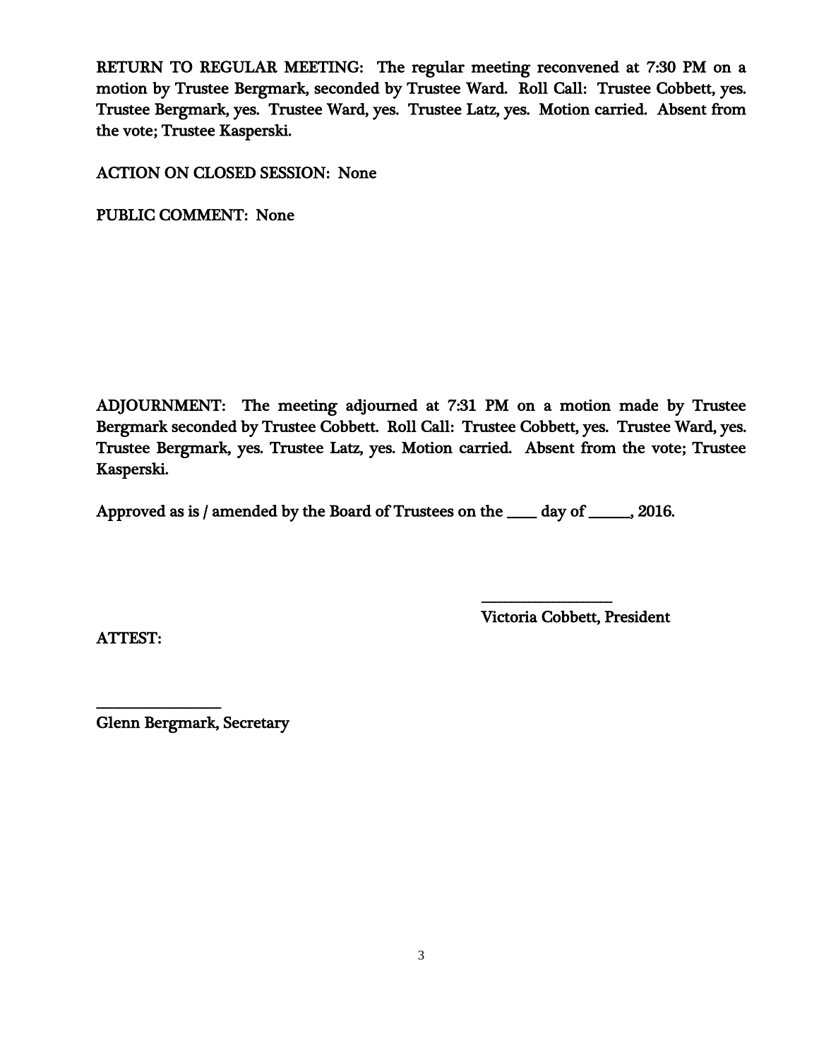**RETURN TO REGULAR MEETING:** The regular meeting reconvened at 7:30 PM on a motion by Trustee Bergmark, seconded by Trustee Ward. Roll Call: Trustee Cobbett, yes. Trustee Bergmark, yes. Trustee Ward, yes. Trustee Latz, yes. Motion carried. Absent from the vote; Trustee Kasperski.

**ACTION ON CLOSED SESSION:** None

**PUBLIC COMMENT:** None

**ADJOURNMENT:** The meeting adjourned at 7:31 PM on a motion made by Trustee Bergmark seconded by Trustee Cobbett. Roll Call: Trustee Cobbett, yes. Trustee Ward, yes. Trustee Bergmark, yes. Trustee Latz, yes. Motion carried. Absent from the vote; Trustee Kasperski.

Approved as is / amended by the Board of Trustees on the ____ day of _____, 2016.

_________________
Victoria Cobbett, President

ATTEST:

_______________
Glenn Bergmark, Secretary